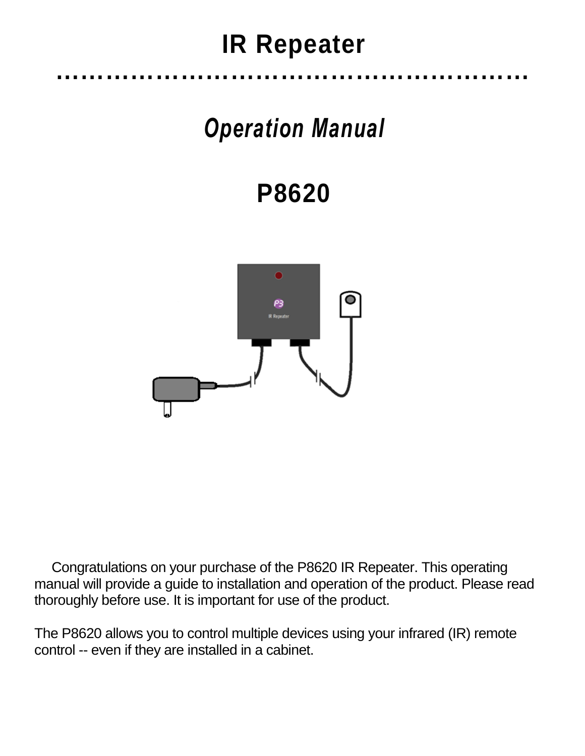# IR Repeater

## *Operation Manual*

## P8620

Congratulations on your purchase of the P8620 IR Repeater. This operating manual will provide a guide to installation and operation of the product. Please read thoroughly before use. It is important for use of the product.

The P8620 allows you to control multiple devices using your infrared (IR) remote control -- even if they are installed in a cabinet.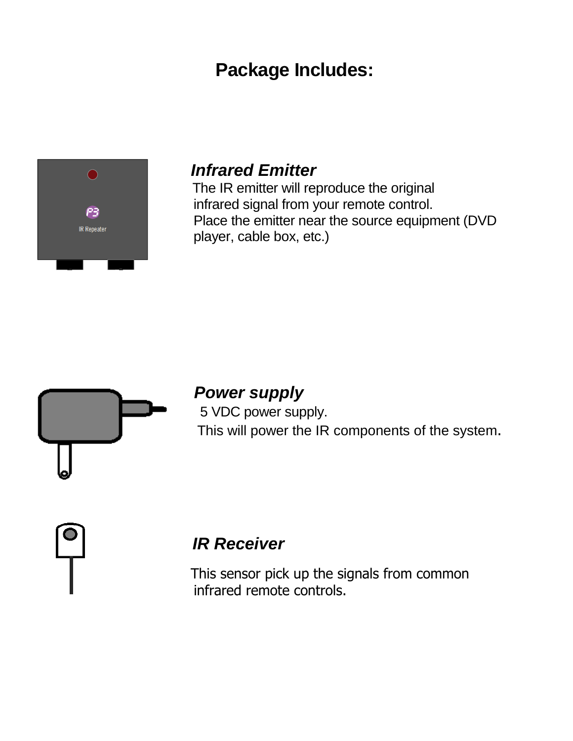# Package Includes:

### *Infrared Emitter*

The IR emitter will reproduce the original infrared signal from your remote control. Place the emitter near the source equipment (DVD player, cable box, etc.)

### *Power supply*

5 VDC power supply.

This will power the IR components of the system.

### *IR Receiver*

This sensor pick up the signals from common infrared remote controls.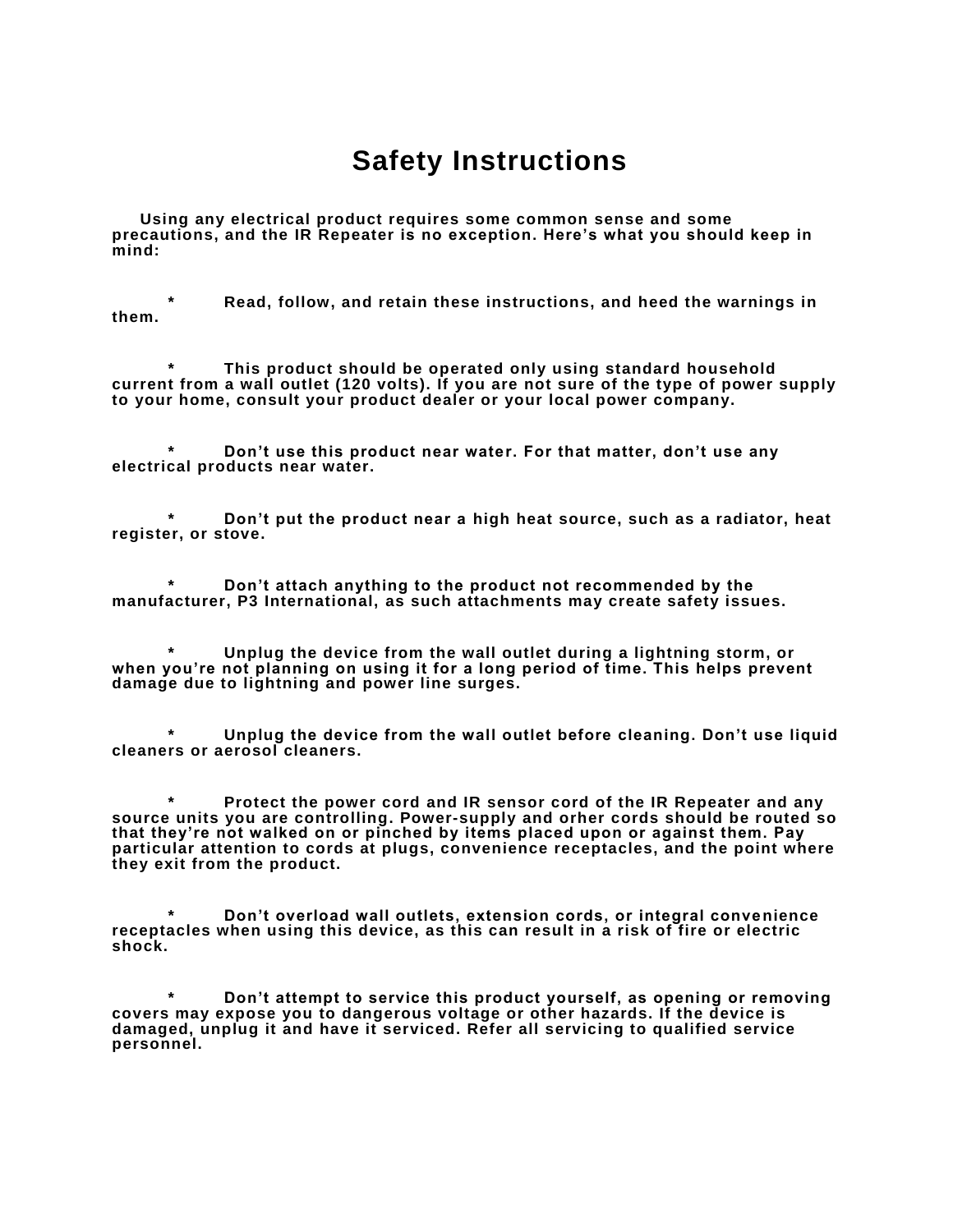# Safety Instructions

Using any electrical product requires some common sense and some precautions, and the IR Repeater is no exception. Here's what you should keep in mind:

* Read, follow, and retain these instructions, and heed the warnings in them.

* This product should be operated only using standard household current from a wall outlet (120 volts). If you are not sure of the type of power supply to your home, consult your product dealer or your local power company.

* Don't use this product near water. For that matter, don't use any electrical products near water.

* Don't put the product near a high heat source, such as a radiator, heat register, or stove.

* Don't attach anything to the product not recommended by the manufacturer, P3 International, as such attachments may create safety issues.

* Unplug the device from the wall outlet during a lightning storm, or when you're not planning on using it for a long period of time. This helps prevent damage due to lightning and power line surges.

* Unplug the device from the wall outlet before cleaning. Don't use liquid cleaners or aerosol cleaners.

* Protect the power cord and IR sensor cord of the IR Repeater and any source units you are controlling. Power-supply and orher cords should be routed so that they're not walked on or pinched by items placed upon or against them. Pay particular attention to cords at plugs, convenience receptacles, and the point where they exit from the product.

* Don't overload wall outlets, extension cords, or integral convenience receptacles when using this device, as this can result in a risk of fire or electric shock.

* Don't attempt to service this product yourself, as opening or removing covers may expose you to dangerous voltage or other hazards. If the device is damaged, unplug it and have it serviced. Refer all servicing to qualified service personnel.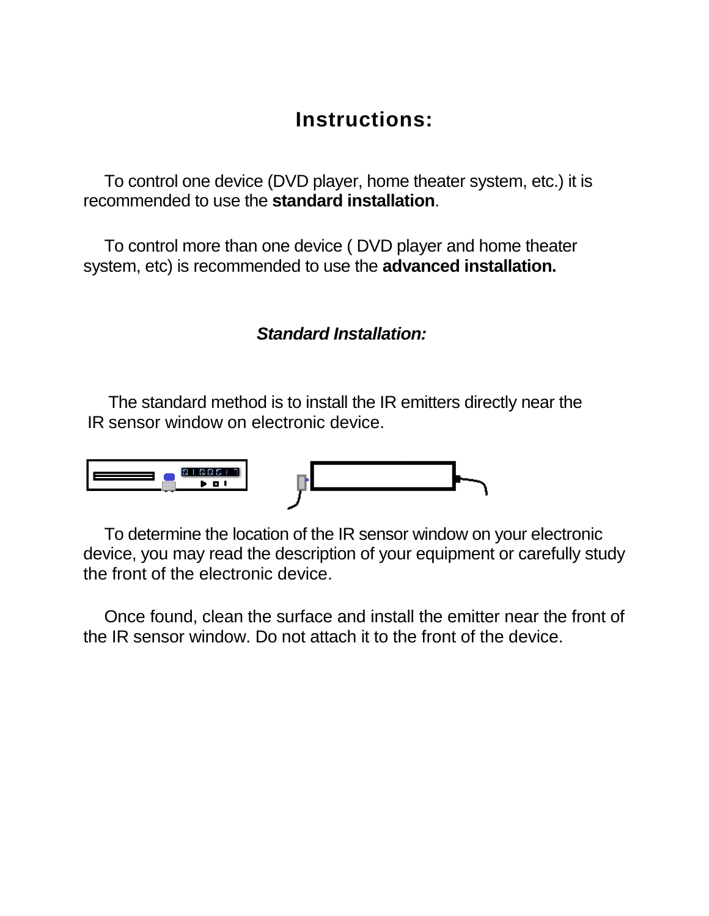# Instructions:

To control one device (DVD player, home theater system, etc.) it is recommended to use the **standard installation**.

To control more than one device ( DVD player and home theater system, etc) is recommended to use the **advanced installation.**

### *Standard Installation:*

The standard method is to install the IR emitters directly near the IR sensor window on electronic device.

To determine the location of the IR sensor window on your electronic device, you may read the description of your equipment or carefully study the front of the electronic device.

Once found, clean the surface and install the emitter near the front of the IR sensor window. Do not attach it to the front of the device.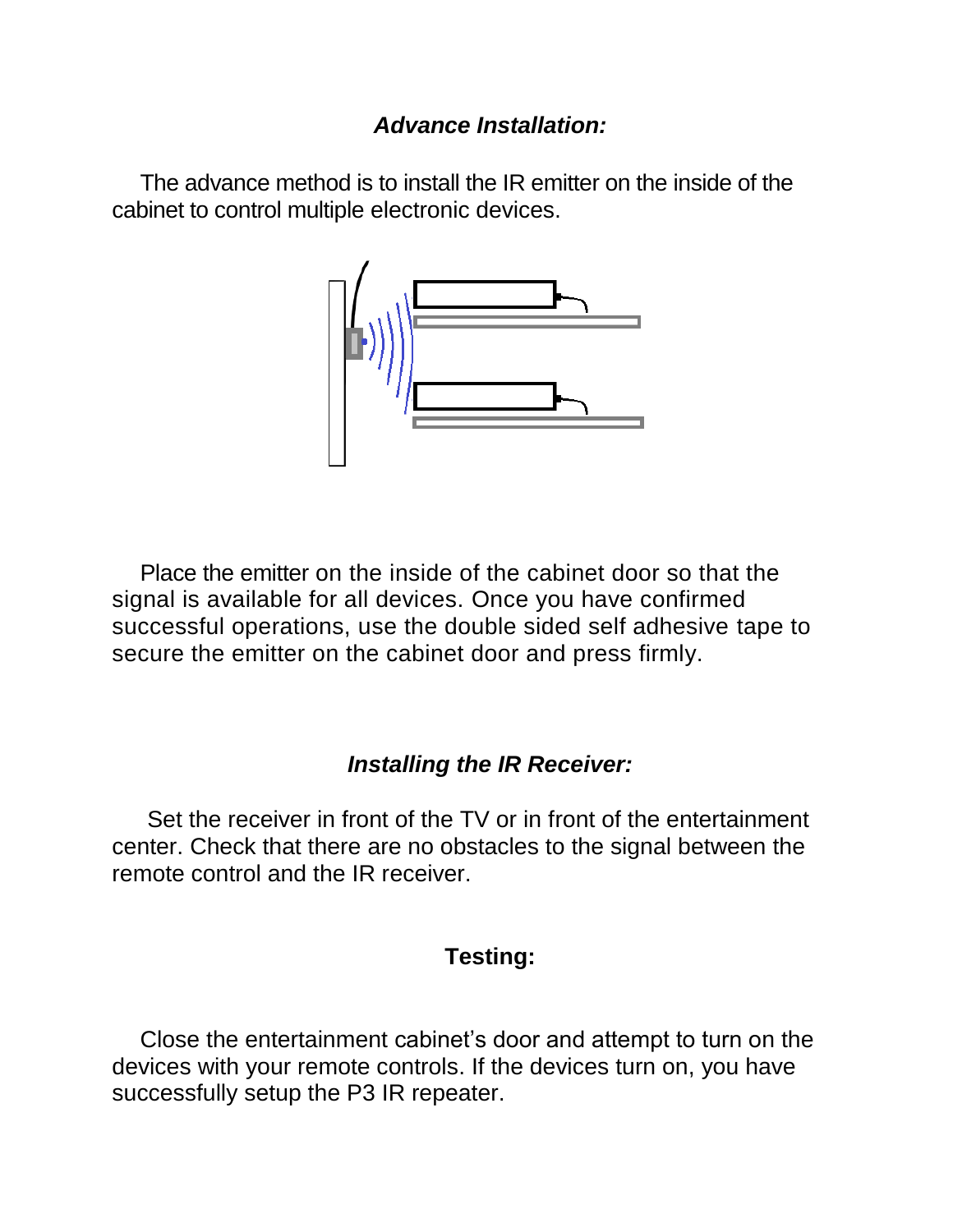### ***Advance Installation:***

The advance method is to install the IR emitter on the inside of the cabinet to control multiple electronic devices.

Place the emitter on the inside of the cabinet door so that the signal is available for all devices. Once you have confirmed successful operations, use the double sided self adhesive tape to secure the emitter on the cabinet door and press firmly.

### ***Installing the IR Receiver:***

Set the receiver in front of the TV or in front of the entertainment center. Check that there are no obstacles to the signal between the remote control and the IR receiver.

### **Testing:**

Close the entertainment cabinet's door and attempt to turn on the devices with your remote controls. If the devices turn on, you have successfully setup the P3 IR repeater.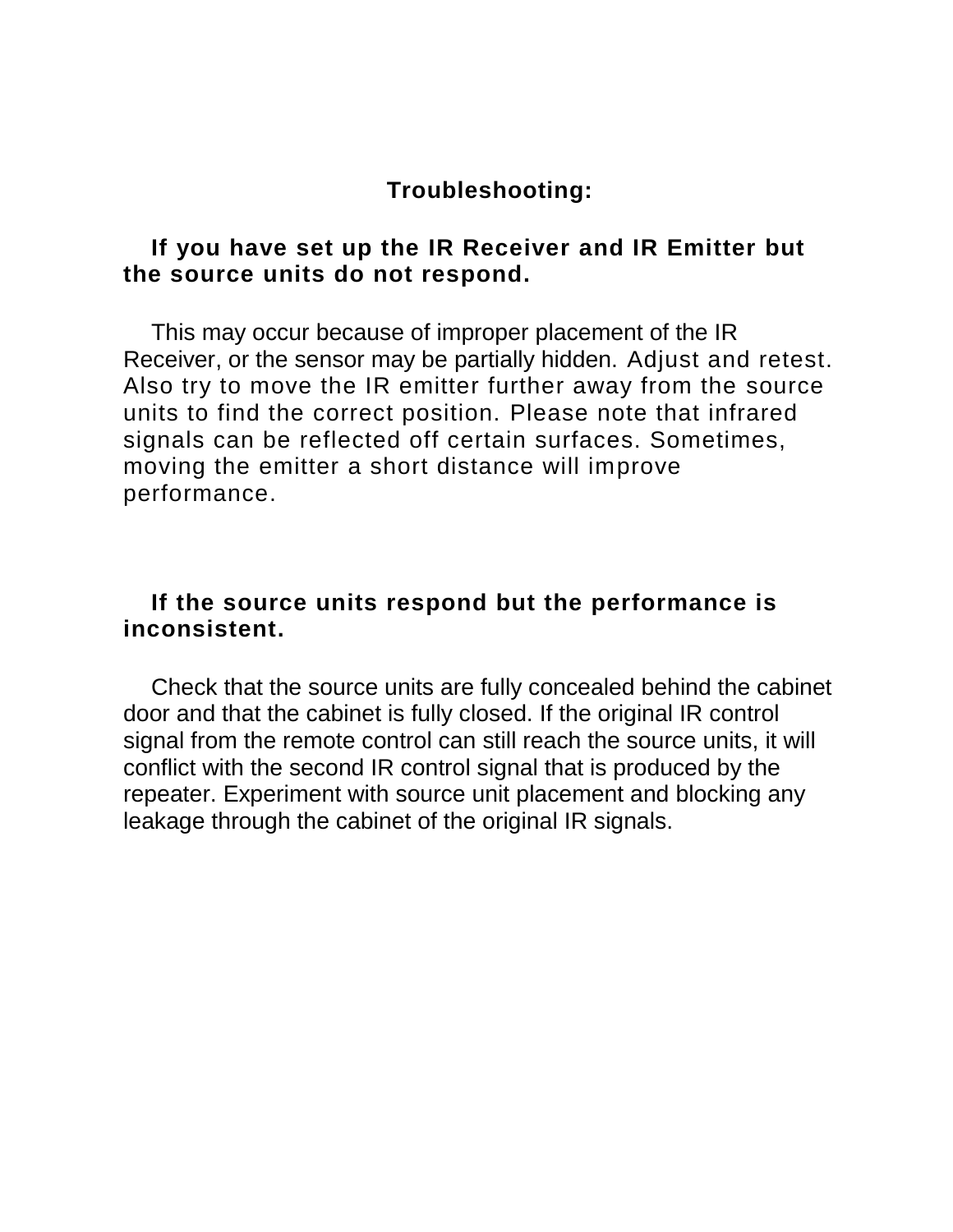## Troubleshooting:

**If you have set up the IR Receiver and IR Emitter but the source units do not respond.**

This may occur because of improper placement of the IR Receiver, or the sensor may be partially hidden. Adjust and retest. Also try to move the IR emitter further away from the source units to find the correct position. Please note that infrared signals can be reflected off certain surfaces. Sometimes, moving the emitter a short distance will improve performance.

**If the source units respond but the performance is inconsistent.**

Check that the source units are fully concealed behind the cabinet door and that the cabinet is fully closed. If the original IR control signal from the remote control can still reach the source units, it will conflict with the second IR control signal that is produced by the repeater. Experiment with source unit placement and blocking any leakage through the cabinet of the original IR signals.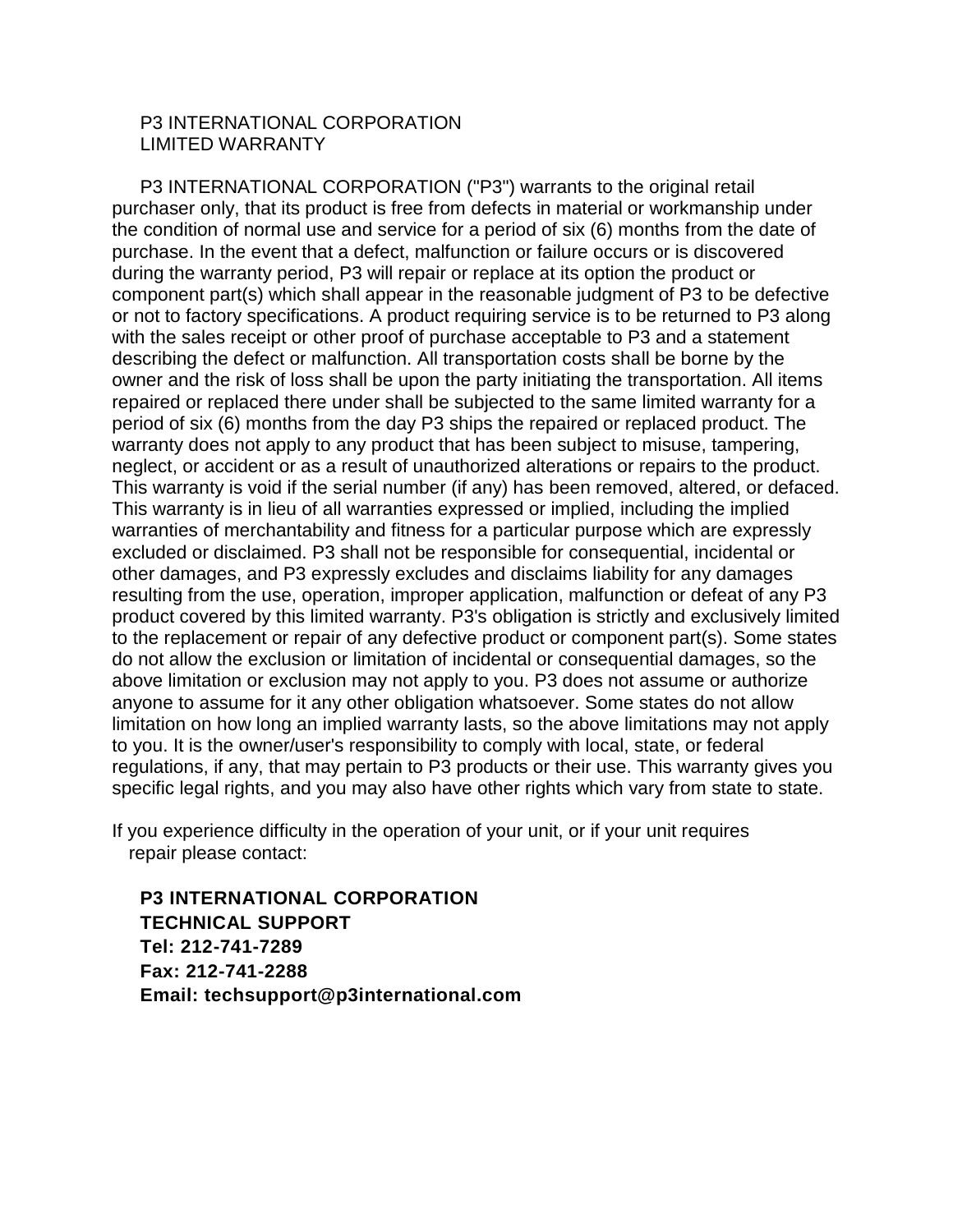P3 INTERNATIONAL CORPORATION
LIMITED WARRANTY

P3 INTERNATIONAL CORPORATION ("P3") warrants to the original retail purchaser only, that its product is free from defects in material or workmanship under the condition of normal use and service for a period of six (6) months from the date of purchase. In the event that a defect, malfunction or failure occurs or is discovered during the warranty period, P3 will repair or replace at its option the product or component part(s) which shall appear in the reasonable judgment of P3 to be defective or not to factory specifications. A product requiring service is to be returned to P3 along with the sales receipt or other proof of purchase acceptable to P3 and a statement describing the defect or malfunction. All transportation costs shall be borne by the owner and the risk of loss shall be upon the party initiating the transportation. All items repaired or replaced there under shall be subjected to the same limited warranty for a period of six (6) months from the day P3 ships the repaired or replaced product. The warranty does not apply to any product that has been subject to misuse, tampering, neglect, or accident or as a result of unauthorized alterations or repairs to the product. This warranty is void if the serial number (if any) has been removed, altered, or defaced. This warranty is in lieu of all warranties expressed or implied, including the implied warranties of merchantability and fitness for a particular purpose which are expressly excluded or disclaimed. P3 shall not be responsible for consequential, incidental or other damages, and P3 expressly excludes and disclaims liability for any damages resulting from the use, operation, improper application, malfunction or defeat of any P3 product covered by this limited warranty. P3's obligation is strictly and exclusively limited to the replacement or repair of any defective product or component part(s). Some states do not allow the exclusion or limitation of incidental or consequential damages, so the above limitation or exclusion may not apply to you. P3 does not assume or authorize anyone to assume for it any other obligation whatsoever. Some states do not allow limitation on how long an implied warranty lasts, so the above limitations may not apply to you. It is the owner/user's responsibility to comply with local, state, or federal regulations, if any, that may pertain to P3 products or their use. This warranty gives you specific legal rights, and you may also have other rights which vary from state to state.

If you experience difficulty in the operation of your unit, or if your unit requires repair please contact:

**P3 INTERNATIONAL CORPORATION**
**TECHNICAL SUPPORT**
**Tel: 212-741-7289**
**Fax: 212-741-2288**
**Email: techsupport@p3international.com**